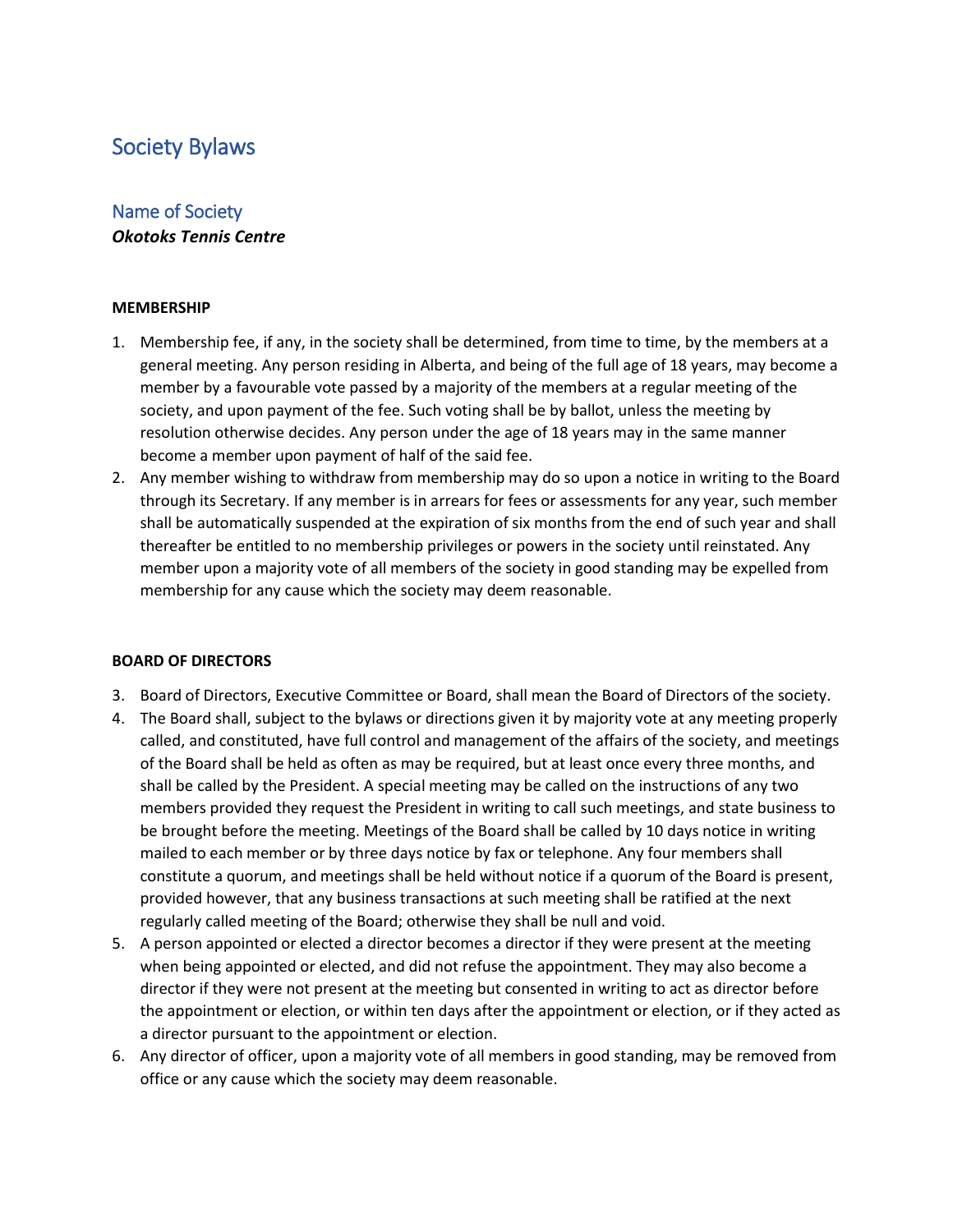# Society Bylaws

## Name of Society

***Okotoks Tennis Centre***

**MEMBERSHIP**

1. Membership fee, if any, in the society shall be determined, from time to time, by the members at a general meeting. Any person residing in Alberta, and being of the full age of 18 years, may become a member by a favourable vote passed by a majority of the members at a regular meeting of the society, and upon payment of the fee. Such voting shall be by ballot, unless the meeting by resolution otherwise decides. Any person under the age of 18 years may in the same manner become a member upon payment of half of the said fee.
2. Any member wishing to withdraw from membership may do so upon a notice in writing to the Board through its Secretary. If any member is in arrears for fees or assessments for any year, such member shall be automatically suspended at the expiration of six months from the end of such year and shall thereafter be entitled to no membership privileges or powers in the society until reinstated. Any member upon a majority vote of all members of the society in good standing may be expelled from membership for any cause which the society may deem reasonable.

**BOARD OF DIRECTORS**

3. Board of Directors, Executive Committee or Board, shall mean the Board of Directors of the society.
4. The Board shall, subject to the bylaws or directions given it by majority vote at any meeting properly called, and constituted, have full control and management of the affairs of the society, and meetings of the Board shall be held as often as may be required, but at least once every three months, and shall be called by the President. A special meeting may be called on the instructions of any two members provided they request the President in writing to call such meetings, and state business to be brought before the meeting. Meetings of the Board shall be called by 10 days notice in writing mailed to each member or by three days notice by fax or telephone. Any four members shall constitute a quorum, and meetings shall be held without notice if a quorum of the Board is present, provided however, that any business transactions at such meeting shall be ratified at the next regularly called meeting of the Board; otherwise they shall be null and void.
5. A person appointed or elected a director becomes a director if they were present at the meeting when being appointed or elected, and did not refuse the appointment. They may also become a director if they were not present at the meeting but consented in writing to act as director before the appointment or election, or within ten days after the appointment or election, or if they acted as a director pursuant to the appointment or election.
6. Any director of officer, upon a majority vote of all members in good standing, may be removed from office or any cause which the society may deem reasonable.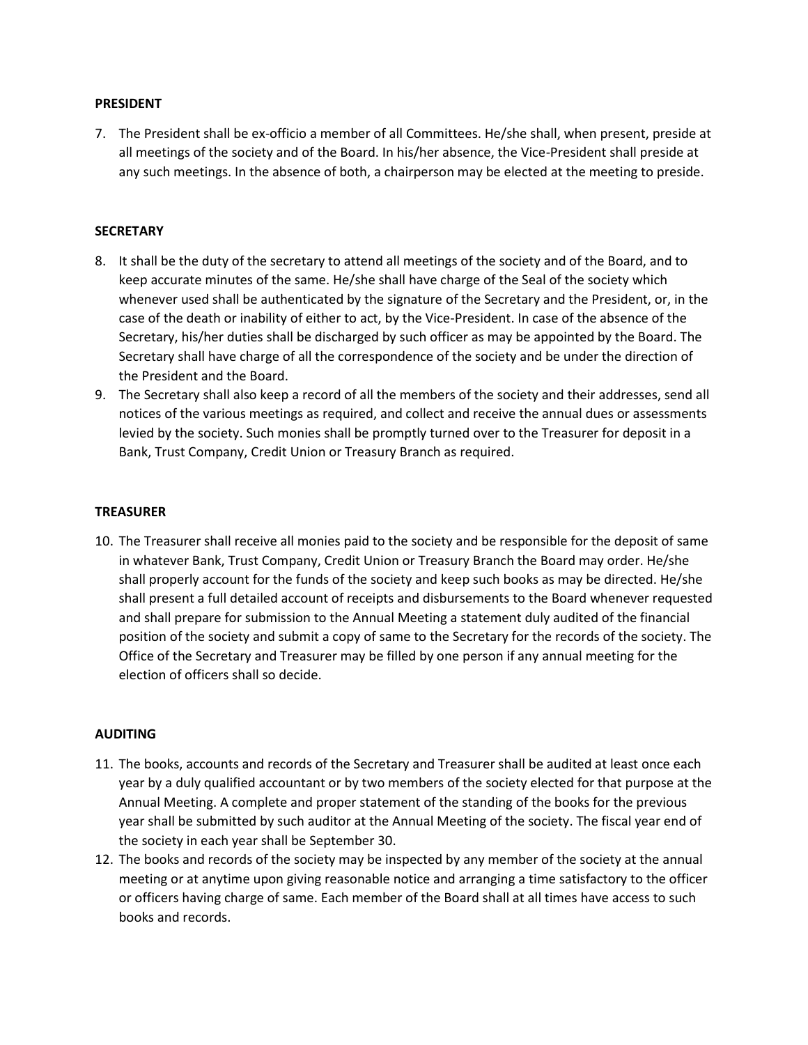### PRESIDENT

7. The President shall be ex-officio a member of all Committees. He/she shall, when present, preside at all meetings of the society and of the Board. In his/her absence, the Vice-President shall preside at any such meetings. In the absence of both, a chairperson may be elected at the meeting to preside.

### SECRETARY

8. It shall be the duty of the secretary to attend all meetings of the society and of the Board, and to keep accurate minutes of the same. He/she shall have charge of the Seal of the society which whenever used shall be authenticated by the signature of the Secretary and the President, or, in the case of the death or inability of either to act, by the Vice-President. In case of the absence of the Secretary, his/her duties shall be discharged by such officer as may be appointed by the Board. The Secretary shall have charge of all the correspondence of the society and be under the direction of the President and the Board.
9. The Secretary shall also keep a record of all the members of the society and their addresses, send all notices of the various meetings as required, and collect and receive the annual dues or assessments levied by the society. Such monies shall be promptly turned over to the Treasurer for deposit in a Bank, Trust Company, Credit Union or Treasury Branch as required.

### TREASURER

10. The Treasurer shall receive all monies paid to the society and be responsible for the deposit of same in whatever Bank, Trust Company, Credit Union or Treasury Branch the Board may order. He/she shall properly account for the funds of the society and keep such books as may be directed. He/she shall present a full detailed account of receipts and disbursements to the Board whenever requested and shall prepare for submission to the Annual Meeting a statement duly audited of the financial position of the society and submit a copy of same to the Secretary for the records of the society. The Office of the Secretary and Treasurer may be filled by one person if any annual meeting for the election of officers shall so decide.

### AUDITING

11. The books, accounts and records of the Secretary and Treasurer shall be audited at least once each year by a duly qualified accountant or by two members of the society elected for that purpose at the Annual Meeting. A complete and proper statement of the standing of the books for the previous year shall be submitted by such auditor at the Annual Meeting of the society. The fiscal year end of the society in each year shall be September 30.
12. The books and records of the society may be inspected by any member of the society at the annual meeting or at anytime upon giving reasonable notice and arranging a time satisfactory to the officer or officers having charge of same. Each member of the Board shall at all times have access to such books and records.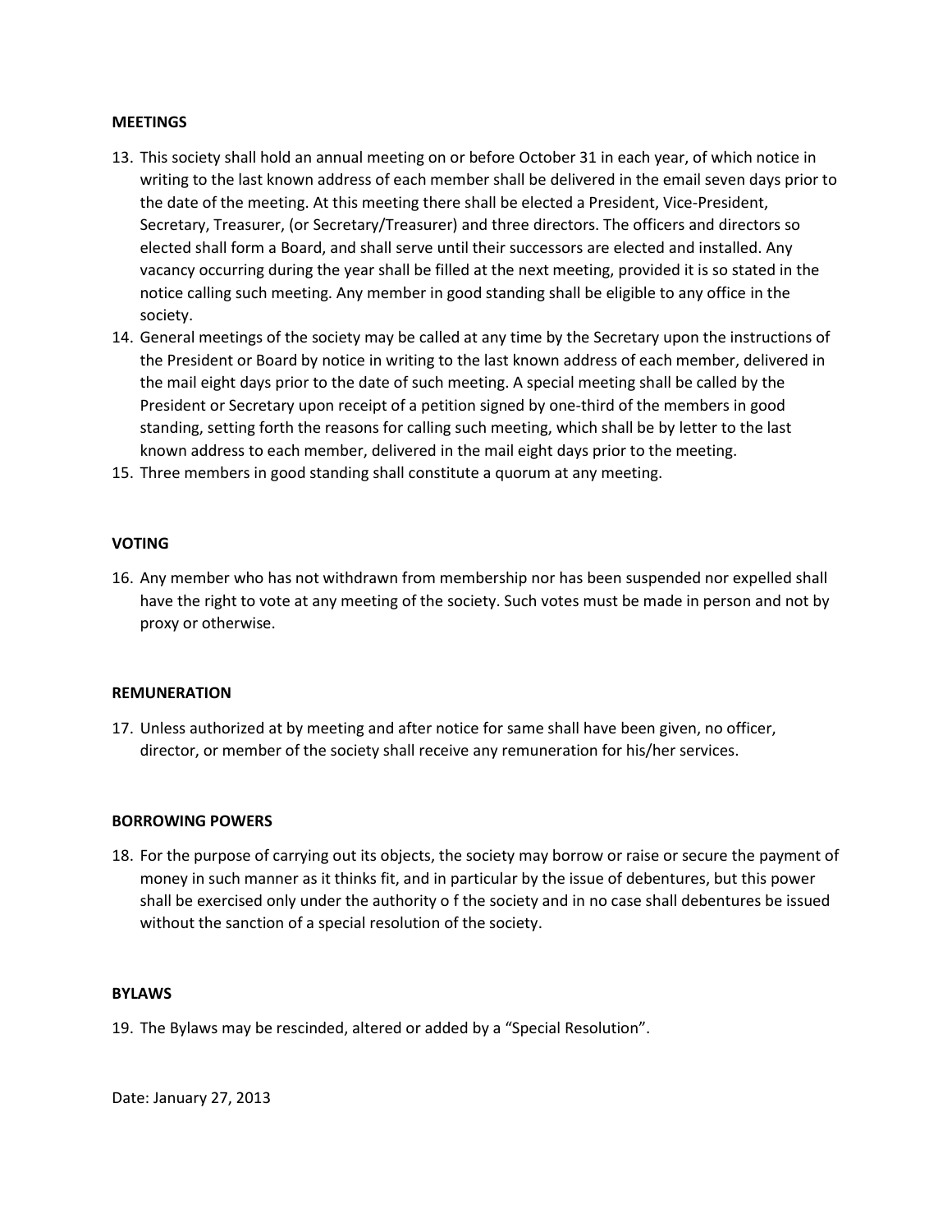**MEETINGS**

13. This society shall hold an annual meeting on or before October 31 in each year, of which notice in writing to the last known address of each member shall be delivered in the email seven days prior to the date of the meeting. At this meeting there shall be elected a President, Vice-President, Secretary, Treasurer, (or Secretary/Treasurer) and three directors. The officers and directors so elected shall form a Board, and shall serve until their successors are elected and installed. Any vacancy occurring during the year shall be filled at the next meeting, provided it is so stated in the notice calling such meeting. Any member in good standing shall be eligible to any office in the society.
14. General meetings of the society may be called at any time by the Secretary upon the instructions of the President or Board by notice in writing to the last known address of each member, delivered in the mail eight days prior to the date of such meeting. A special meeting shall be called by the President or Secretary upon receipt of a petition signed by one-third of the members in good standing, setting forth the reasons for calling such meeting, which shall be by letter to the last known address to each member, delivered in the mail eight days prior to the meeting.
15. Three members in good standing shall constitute a quorum at any meeting.

**VOTING**

16. Any member who has not withdrawn from membership nor has been suspended nor expelled shall have the right to vote at any meeting of the society. Such votes must be made in person and not by proxy or otherwise.

**REMUNERATION**

17. Unless authorized at by meeting and after notice for same shall have been given, no officer, director, or member of the society shall receive any remuneration for his/her services.

**BORROWING POWERS**

18. For the purpose of carrying out its objects, the society may borrow or raise or secure the payment of money in such manner as it thinks fit, and in particular by the issue of debentures, but this power shall be exercised only under the authority o f the society and in no case shall debentures be issued without the sanction of a special resolution of the society.

**BYLAWS**

19. The Bylaws may be rescinded, altered or added by a "Special Resolution".

Date: January 27, 2013